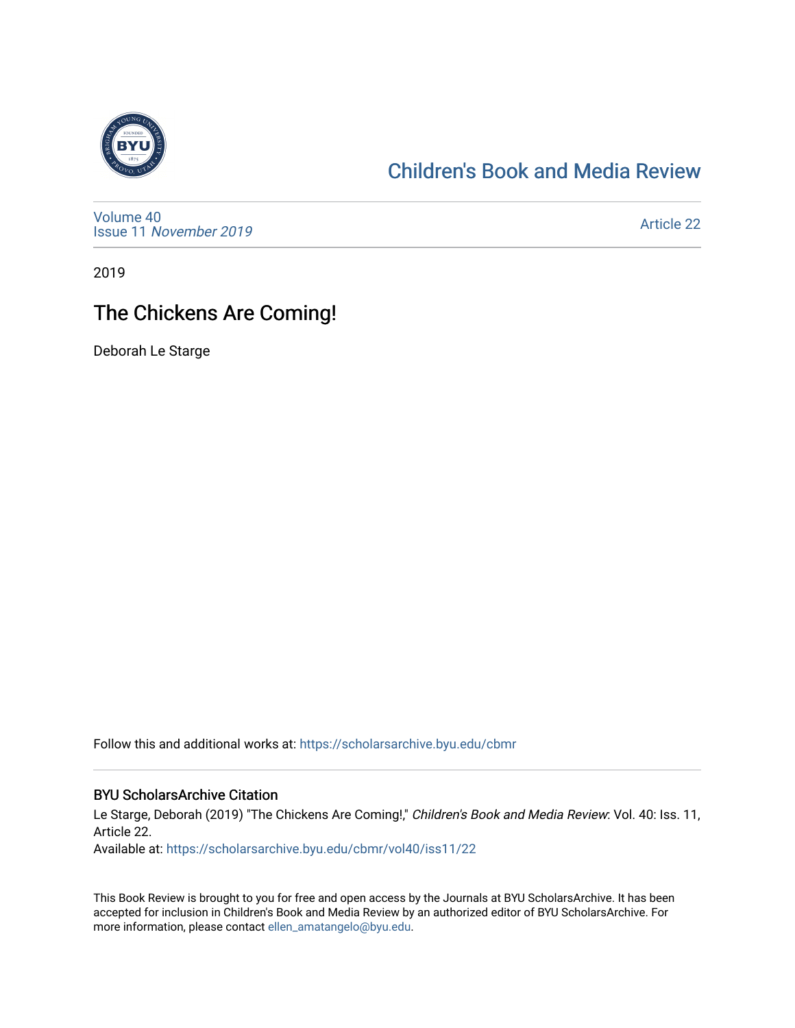# Children's Book and Media Review

Volume 40
Issue 11 *November 2019*

Article 22

2019

## The Chickens Are Coming!

Deborah Le Starge

Follow this and additional works at: https://scholarsarchive.byu.edu/cbmr

### BYU ScholarsArchive Citation

Le Starge, Deborah (2019) "The Chickens Are Coming!," *Children's Book and Media Review*: Vol. 40: Iss. 11, Article 22.
Available at: https://scholarsarchive.byu.edu/cbmr/vol40/iss11/22

This Book Review is brought to you for free and open access by the Journals at BYU ScholarsArchive. It has been accepted for inclusion in Children's Book and Media Review by an authorized editor of BYU ScholarsArchive. For more information, please contact ellen_amatangelo@byu.edu.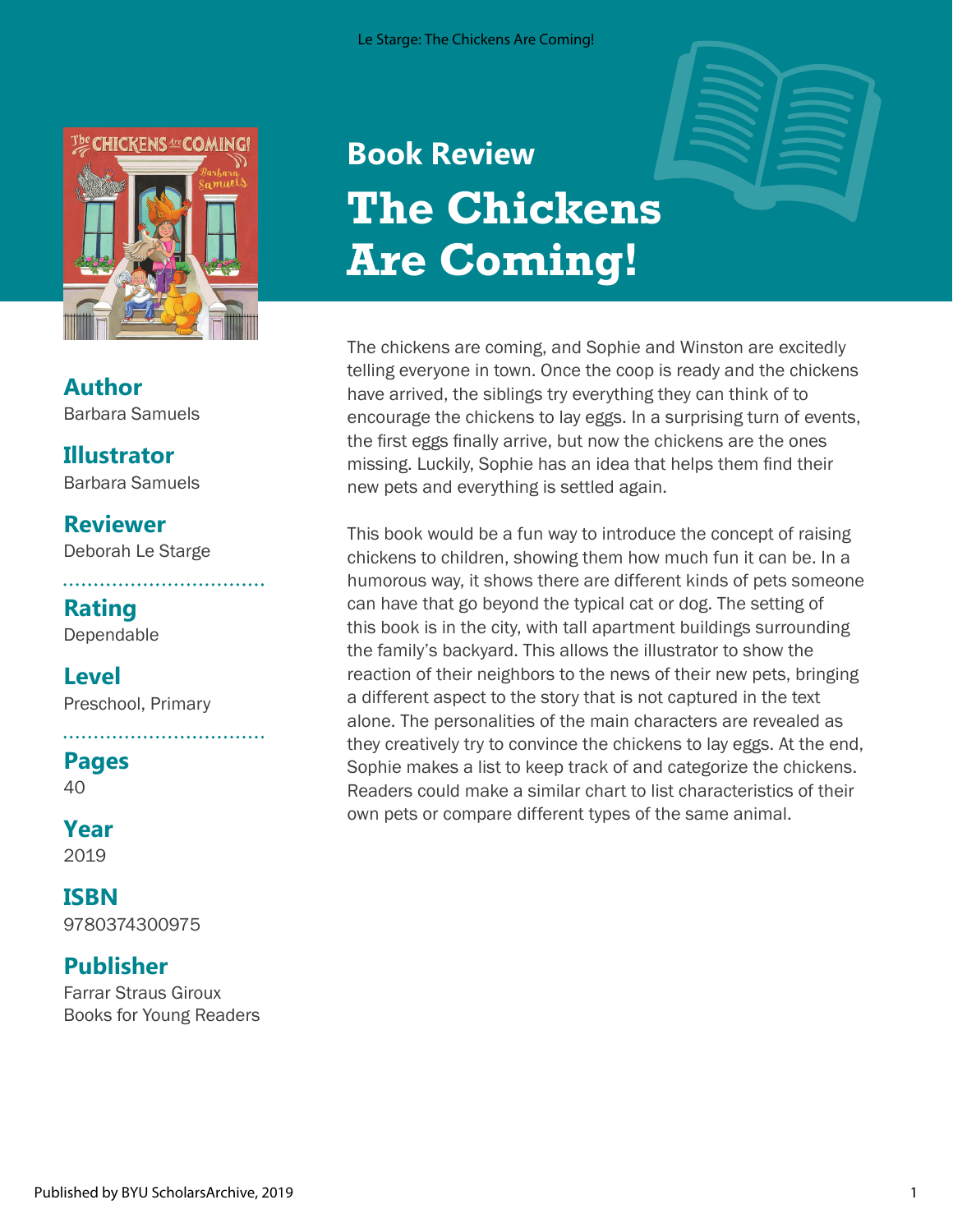## Book Review

# The Chickens Are Coming!

**Author**
Barbara Samuels

**Illustrator**
Barbara Samuels

**Reviewer**
Deborah Le Starge

**Rating**
Dependable

**Level**
Preschool, Primary

**Pages**
40

**Year**
2019

**ISBN**
9780374300975

**Publisher**
Farrar Straus Giroux Books for Young Readers

The chickens are coming, and Sophie and Winston are excitedly telling everyone in town. Once the coop is ready and the chickens have arrived, the siblings try everything they can think of to encourage the chickens to lay eggs. In a surprising turn of events, the first eggs finally arrive, but now the chickens are the ones missing. Luckily, Sophie has an idea that helps them find their new pets and everything is settled again.

This book would be a fun way to introduce the concept of raising chickens to children, showing them how much fun it can be. In a humorous way, it shows there are different kinds of pets someone can have that go beyond the typical cat or dog. The setting of this book is in the city, with tall apartment buildings surrounding the family's backyard. This allows the illustrator to show the reaction of their neighbors to the news of their new pets, bringing a different aspect to the story that is not captured in the text alone. The personalities of the main characters are revealed as they creatively try to convince the chickens to lay eggs. At the end, Sophie makes a list to keep track of and categorize the chickens. Readers could make a similar chart to list characteristics of their own pets or compare different types of the same animal.